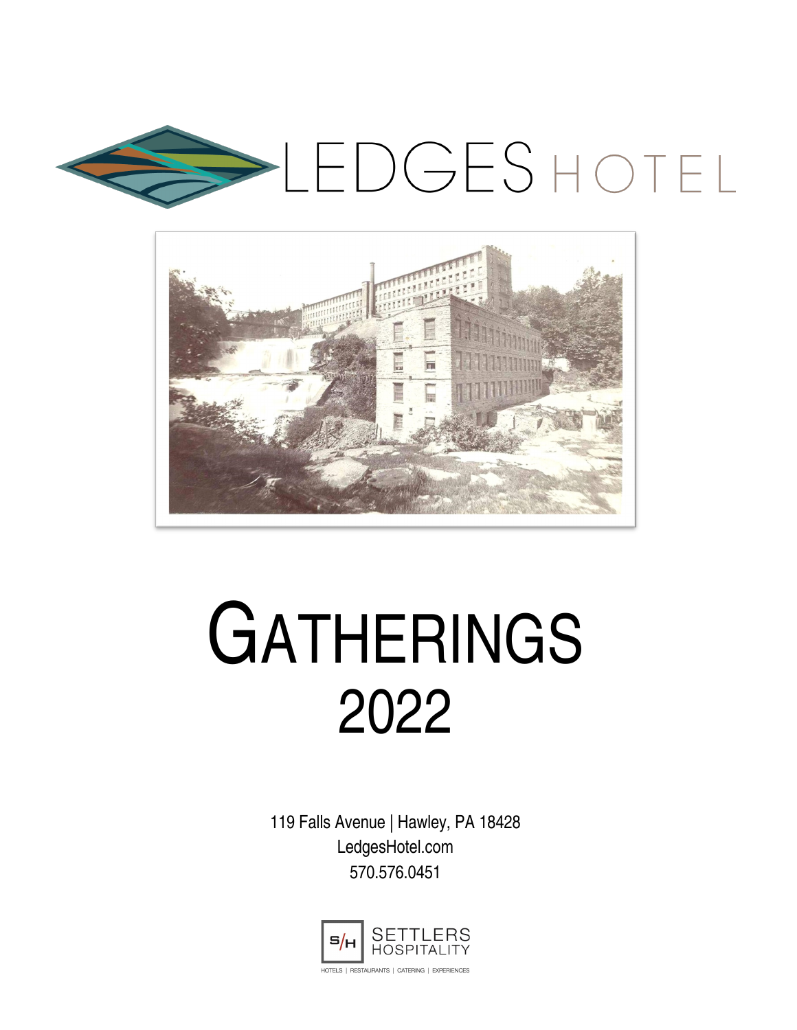# LEDGES HOTEL

# GATHERINGS 2022

119 Falls Avenue | Hawley, PA 18428

LedgesHotel.com

570.576.0451

S/H SETTLERS HOSPITALITY

HOTELS | RESTAURANTS | CATERING | EXPERIENCES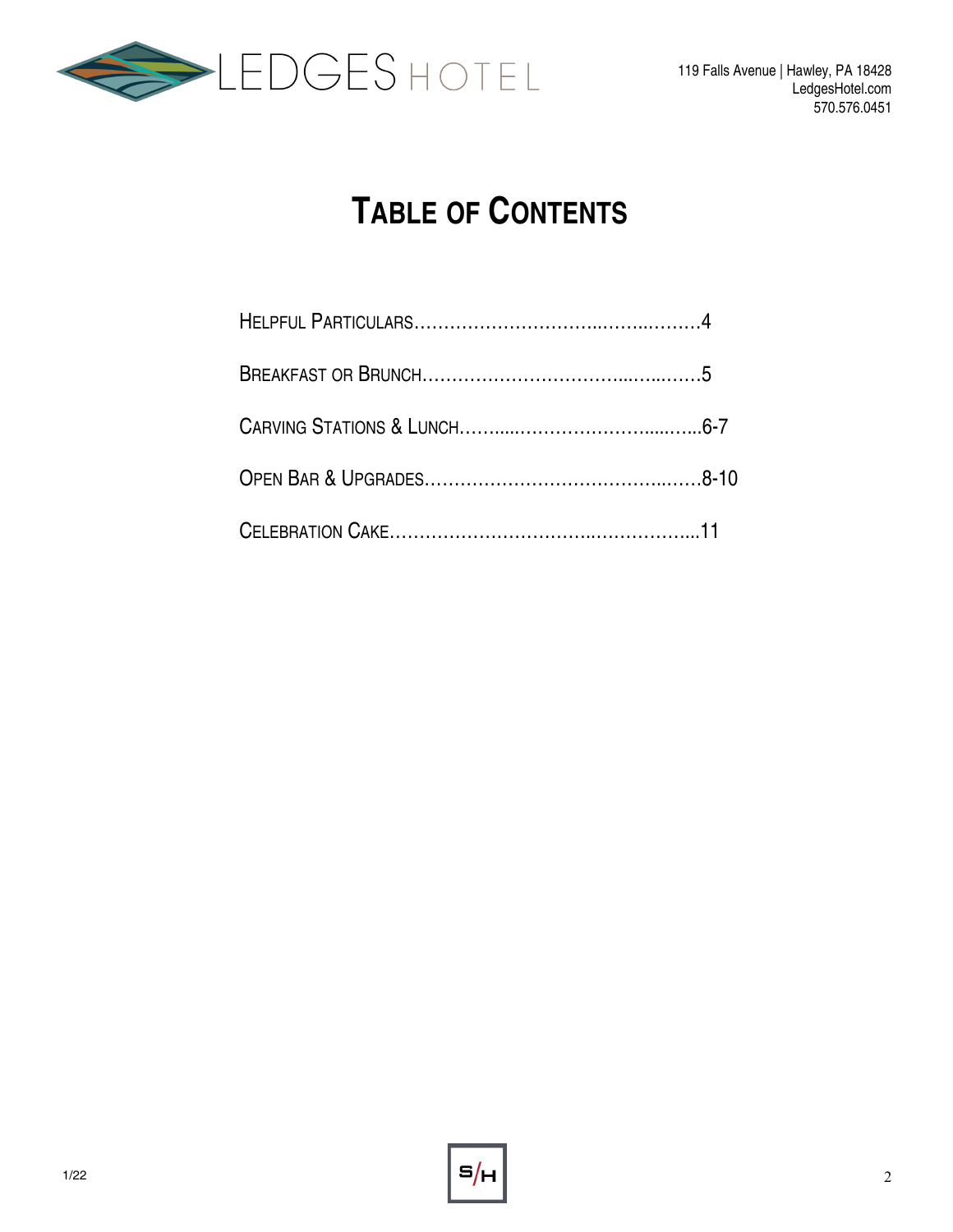# Table of Contents

Helpful Particulars……………………………..……..………4

Breakfast or Brunch……………………………...…...……5

Carving Stations & Lunch……....……………………......…..6-7

Open Bar & Upgrades……………………………………..……8-10

Celebration Cake……………………………..……………...11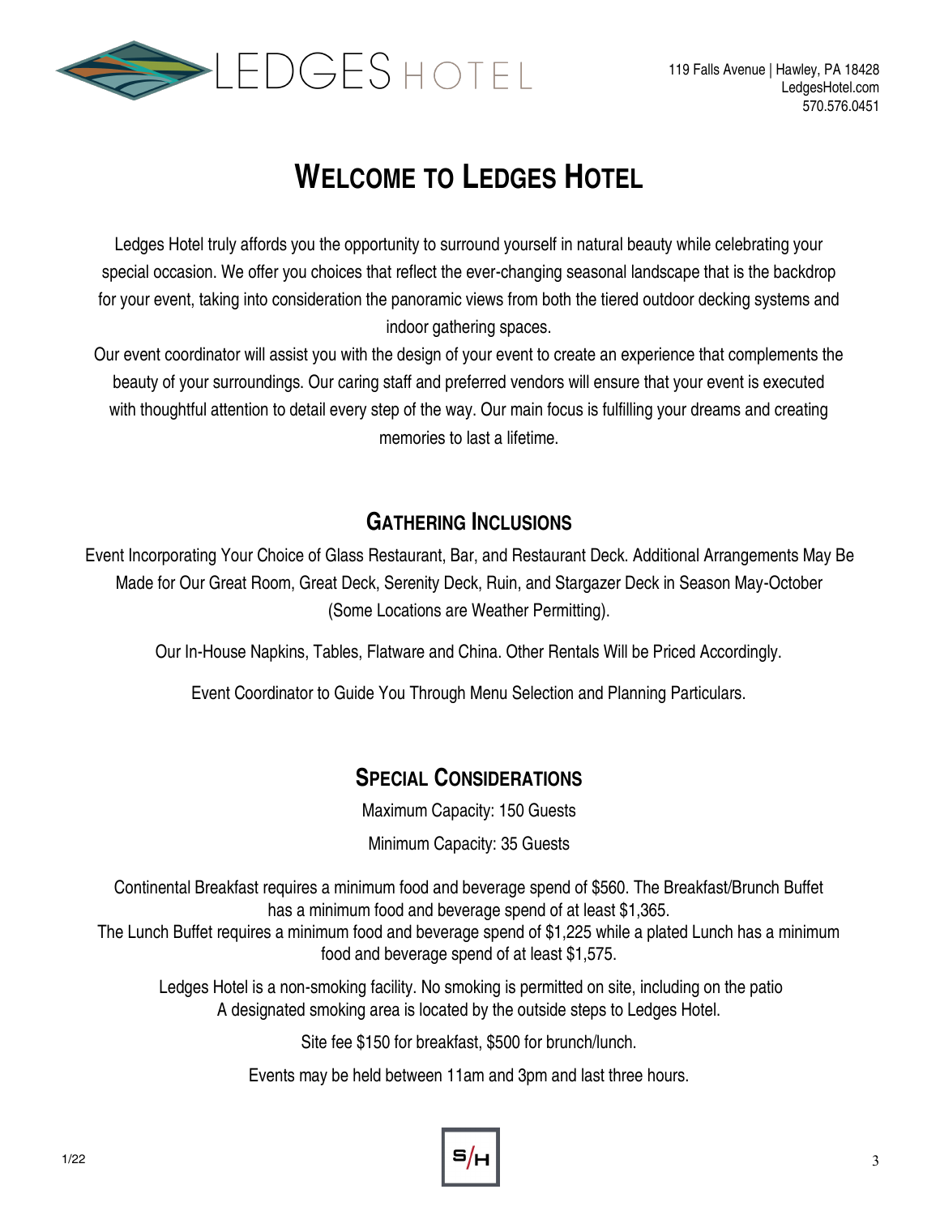LEDGES HOTEL

119 Falls Avenue | Hawley, PA 18428
LedgesHotel.com
570.576.0451

# Welcome to Ledges Hotel

Ledges Hotel truly affords you the opportunity to surround yourself in natural beauty while celebrating your special occasion. We offer you choices that reflect the ever-changing seasonal landscape that is the backdrop for your event, taking into consideration the panoramic views from both the tiered outdoor decking systems and indoor gathering spaces.

Our event coordinator will assist you with the design of your event to create an experience that complements the beauty of your surroundings. Our caring staff and preferred vendors will ensure that your event is executed with thoughtful attention to detail every step of the way. Our main focus is fulfilling your dreams and creating memories to last a lifetime.

## Gathering Inclusions

Event Incorporating Your Choice of Glass Restaurant, Bar, and Restaurant Deck. Additional Arrangements May Be Made for Our Great Room, Great Deck, Serenity Deck, Ruin, and Stargazer Deck in Season May-October (Some Locations are Weather Permitting).

Our In-House Napkins, Tables, Flatware and China. Other Rentals Will be Priced Accordingly.

Event Coordinator to Guide You Through Menu Selection and Planning Particulars.

## Special Considerations

Maximum Capacity: 150 Guests

Minimum Capacity: 35 Guests

Continental Breakfast requires a minimum food and beverage spend of $560. The Breakfast/Brunch Buffet has a minimum food and beverage spend of at least $1,365.
The Lunch Buffet requires a minimum food and beverage spend of $1,225 while a plated Lunch has a minimum food and beverage spend of at least $1,575.

Ledges Hotel is a non-smoking facility. No smoking is permitted on site, including on the patio
A designated smoking area is located by the outside steps to Ledges Hotel.

Site fee $150 for breakfast, $500 for brunch/lunch.

Events may be held between 11am and 3pm and last three hours.

1/22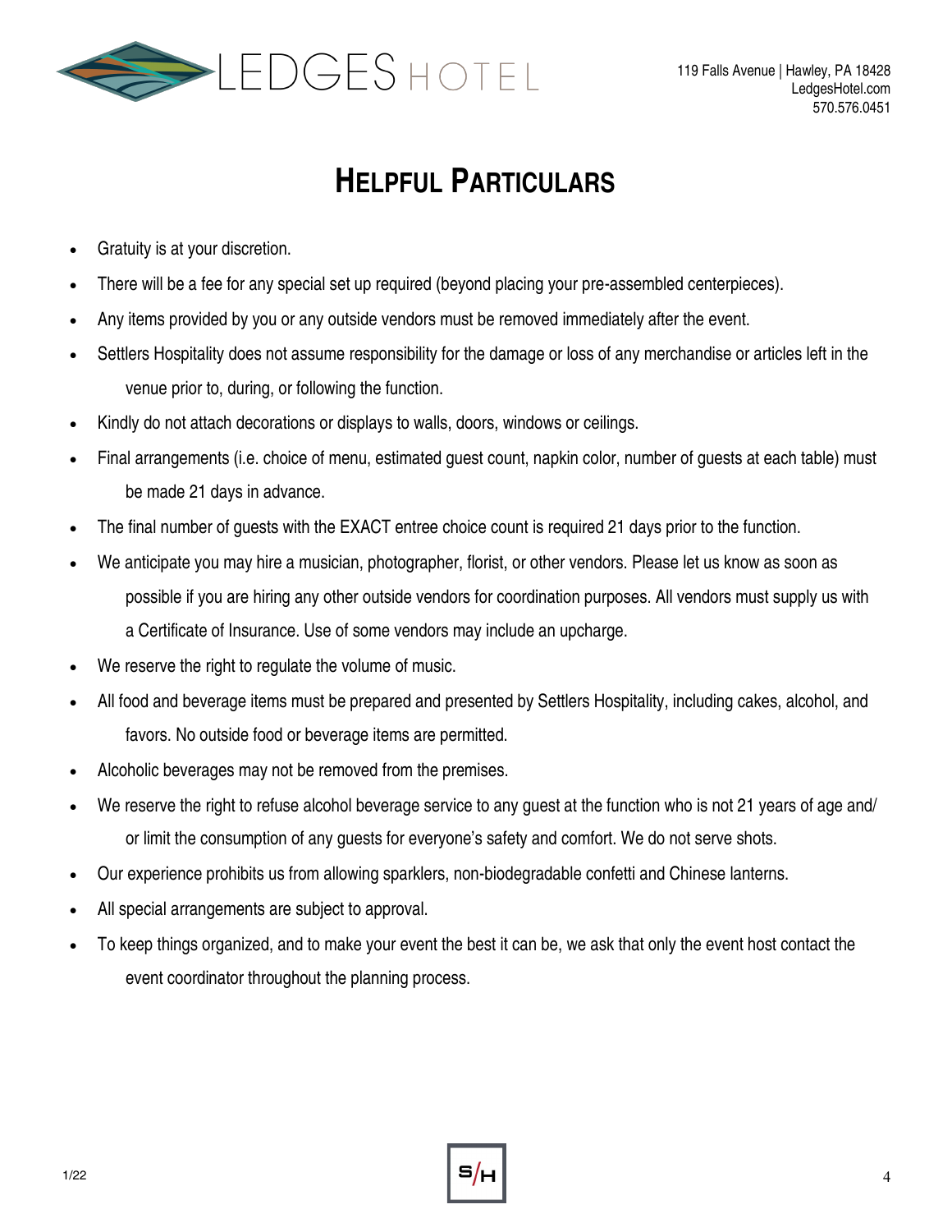## HELPFUL PARTICULARS

- Gratuity is at your discretion.
- There will be a fee for any special set up required (beyond placing your pre-assembled centerpieces).
- Any items provided by you or any outside vendors must be removed immediately after the event.
- Settlers Hospitality does not assume responsibility for the damage or loss of any merchandise or articles left in the venue prior to, during, or following the function.
- Kindly do not attach decorations or displays to walls, doors, windows or ceilings.
- Final arrangements (i.e. choice of menu, estimated guest count, napkin color, number of guests at each table) must be made 21 days in advance.
- The final number of guests with the EXACT entree choice count is required 21 days prior to the function.
- We anticipate you may hire a musician, photographer, florist, or other vendors. Please let us know as soon as possible if you are hiring any other outside vendors for coordination purposes. All vendors must supply us with a Certificate of Insurance. Use of some vendors may include an upcharge.
- We reserve the right to regulate the volume of music.
- All food and beverage items must be prepared and presented by Settlers Hospitality, including cakes, alcohol, and favors. No outside food or beverage items are permitted.
- Alcoholic beverages may not be removed from the premises.
- We reserve the right to refuse alcohol beverage service to any guest at the function who is not 21 years of age and/or limit the consumption of any guests for everyone's safety and comfort. We do not serve shots.
- Our experience prohibits us from allowing sparklers, non-biodegradable confetti and Chinese lanterns.
- All special arrangements are subject to approval.
- To keep things organized, and to make your event the best it can be, we ask that only the event host contact the event coordinator throughout the planning process.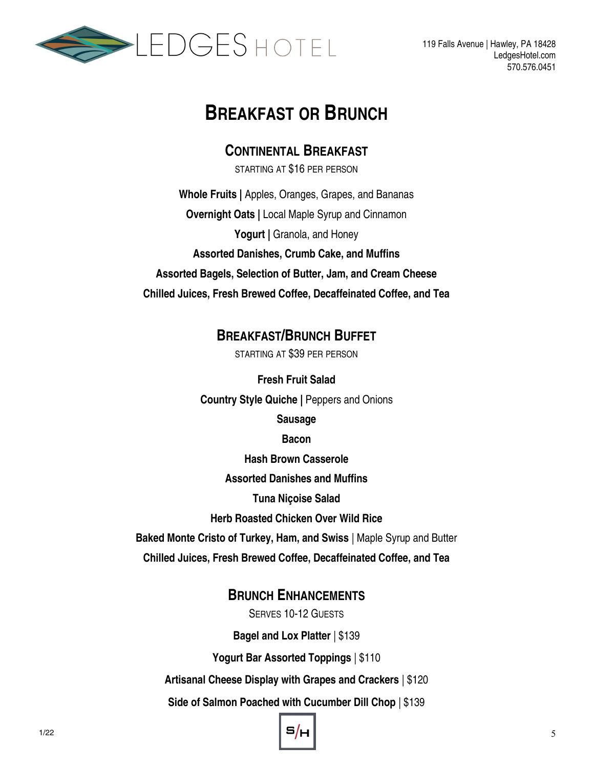# Breakfast or Brunch

## Continental Breakfast

STARTING AT $16 PER PERSON

**Whole Fruits |** Apples, Oranges, Grapes, and Bananas

**Overnight Oats |** Local Maple Syrup and Cinnamon

**Yogurt |** Granola, and Honey

**Assorted Danishes, Crumb Cake, and Muffins**

**Assorted Bagels, Selection of Butter, Jam, and Cream Cheese**

**Chilled Juices, Fresh Brewed Coffee, Decaffeinated Coffee, and Tea**

## Breakfast/Brunch Buffet

STARTING AT $39 PER PERSON

**Fresh Fruit Salad**

**Country Style Quiche |** Peppers and Onions

**Sausage**

**Bacon**

**Hash Brown Casserole**

**Assorted Danishes and Muffins**

**Tuna Niçoise Salad**

**Herb Roasted Chicken Over Wild Rice**

**Baked Monte Cristo of Turkey, Ham, and Swiss** | Maple Syrup and Butter

**Chilled Juices, Fresh Brewed Coffee, Decaffeinated Coffee, and Tea**

## Brunch Enhancements

SERVES 10-12 GUESTS

**Bagel and Lox Platter** | $139

**Yogurt Bar Assorted Toppings** | $110

**Artisanal Cheese Display with Grapes and Crackers** | $120

**Side of Salmon Poached with Cucumber Dill Chop** | $139

1/22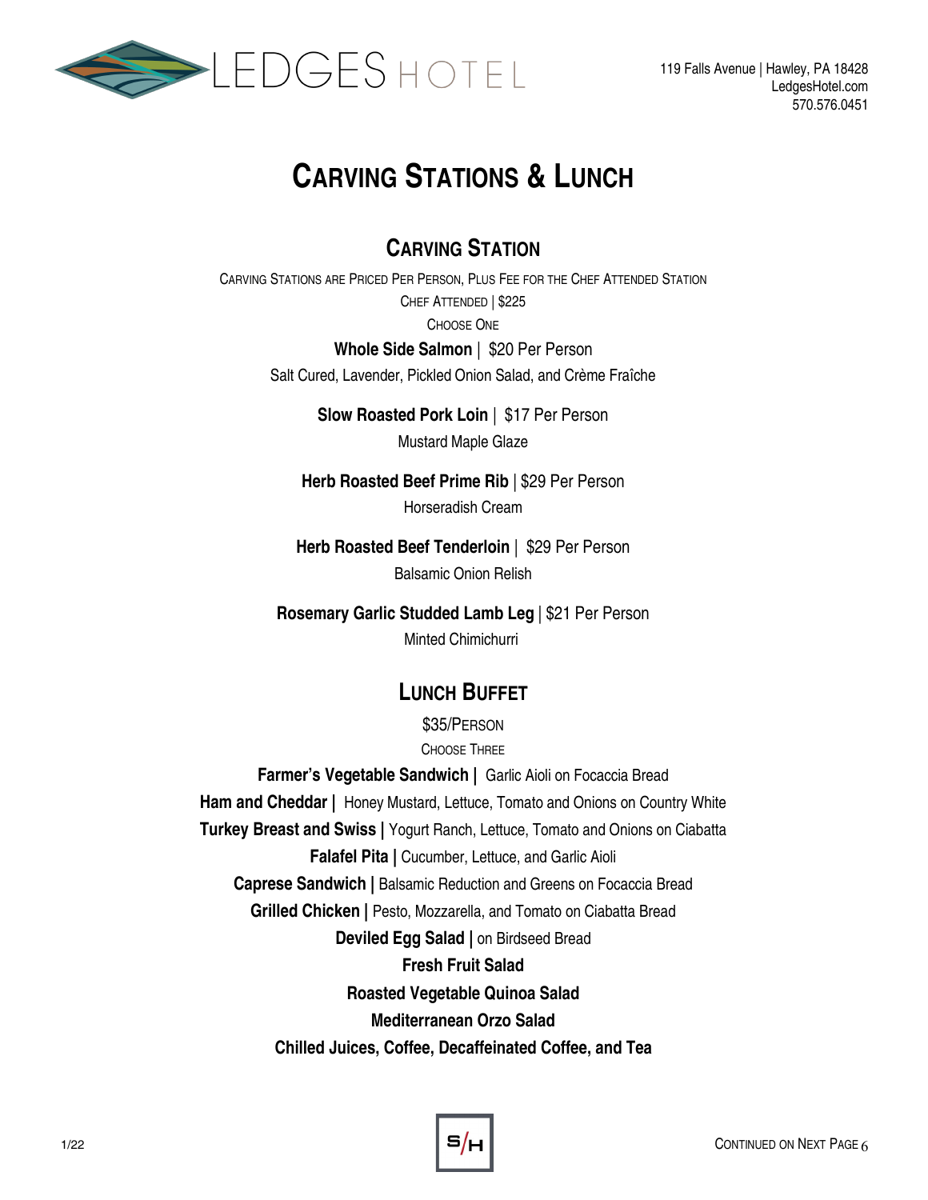# Carving Stations & Lunch

## Carving Station

Carving Stations are Priced Per Person, Plus Fee for the Chef Attended Station

Chef Attended | $225

Choose One

**Whole Side Salmon** | $20 Per Person
Salt Cured, Lavender, Pickled Onion Salad, and Crème Fraîche

**Slow Roasted Pork Loin** | $17 Per Person
Mustard Maple Glaze

**Herb Roasted Beef Prime Rib** | $29 Per Person
Horseradish Cream

**Herb Roasted Beef Tenderloin** | $29 Per Person
Balsamic Onion Relish

**Rosemary Garlic Studded Lamb Leg** | $21 Per Person
Minted Chimichurri

## Lunch Buffet

$35/Person

Choose Three

**Farmer's Vegetable Sandwich |** Garlic Aioli on Focaccia Bread
**Ham and Cheddar |** Honey Mustard, Lettuce, Tomato and Onions on Country White
**Turkey Breast and Swiss |** Yogurt Ranch, Lettuce, Tomato and Onions on Ciabatta
**Falafel Pita |** Cucumber, Lettuce, and Garlic Aioli
**Caprese Sandwich |** Balsamic Reduction and Greens on Focaccia Bread
**Grilled Chicken |** Pesto, Mozzarella, and Tomato on Ciabatta Bread
**Deviled Egg Salad |** on Birdseed Bread
**Fresh Fruit Salad**
**Roasted Vegetable Quinoa Salad**
**Mediterranean Orzo Salad**
**Chilled Juices, Coffee, Decaffeinated Coffee, and Tea**

Continued on Next Page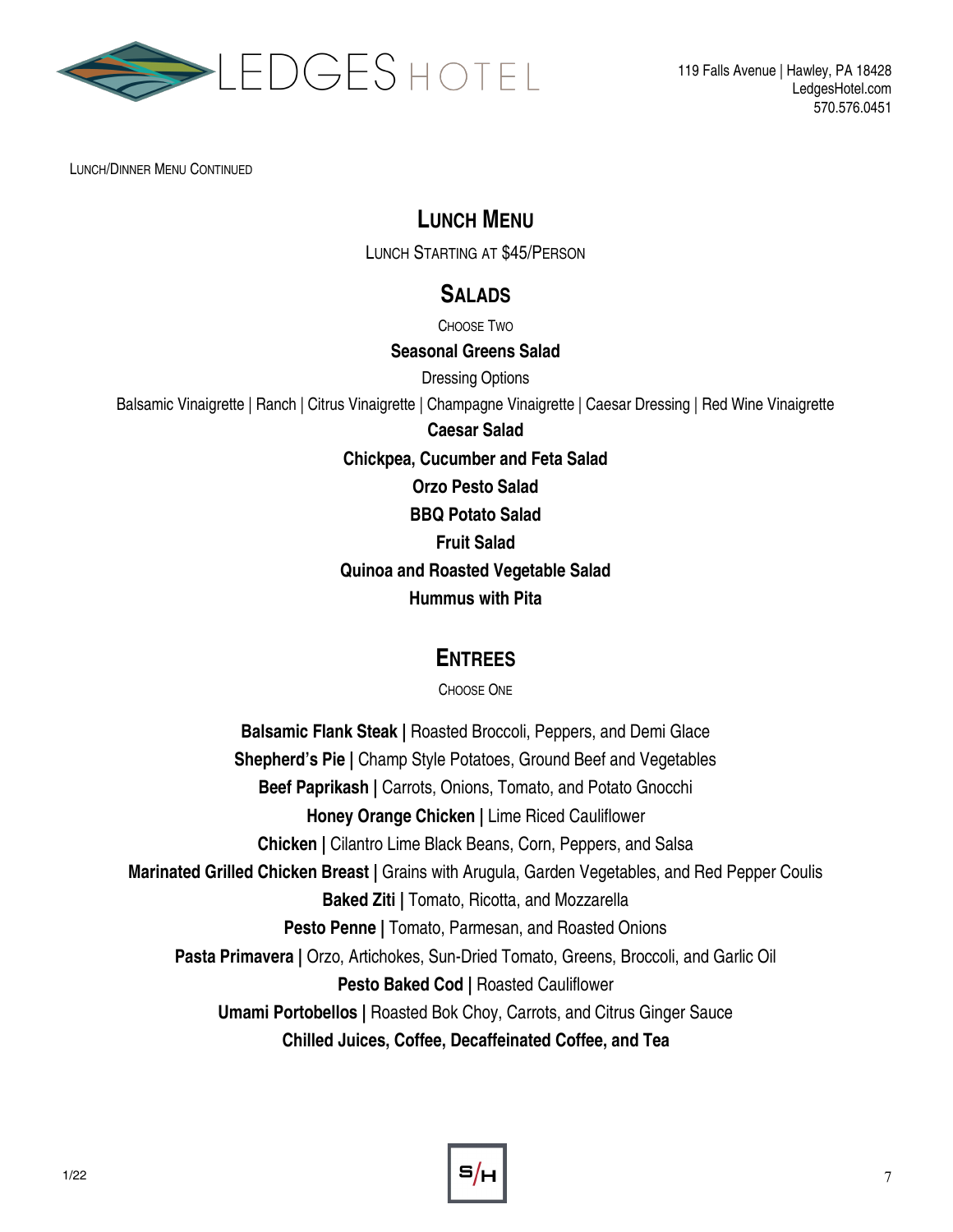Lunch/Dinner Menu Continued

# Lunch Menu

Lunch Starting at $45/Person

## Salads

Choose Two

**Seasonal Greens Salad**

Dressing Options

Balsamic Vinaigrette | Ranch | Citrus Vinaigrette | Champagne Vinaigrette | Caesar Dressing | Red Wine Vinaigrette

**Caesar Salad**

**Chickpea, Cucumber and Feta Salad**

**Orzo Pesto Salad**

**BBQ Potato Salad**

**Fruit Salad**

**Quinoa and Roasted Vegetable Salad**

**Hummus with Pita**

## Entrees

Choose One

**Balsamic Flank Steak |** Roasted Broccoli, Peppers, and Demi Glace

**Shepherd's Pie |** Champ Style Potatoes, Ground Beef and Vegetables

**Beef Paprikash |** Carrots, Onions, Tomato, and Potato Gnocchi

**Honey Orange Chicken |** Lime Riced Cauliflower

**Chicken |** Cilantro Lime Black Beans, Corn, Peppers, and Salsa

**Marinated Grilled Chicken Breast |** Grains with Arugula, Garden Vegetables, and Red Pepper Coulis

**Baked Ziti |** Tomato, Ricotta, and Mozzarella

**Pesto Penne |** Tomato, Parmesan, and Roasted Onions

**Pasta Primavera |** Orzo, Artichokes, Sun-Dried Tomato, Greens, Broccoli, and Garlic Oil

**Pesto Baked Cod |** Roasted Cauliflower

**Umami Portobellos |** Roasted Bok Choy, Carrots, and Citrus Ginger Sauce

**Chilled Juices, Coffee, Decaffeinated Coffee, and Tea**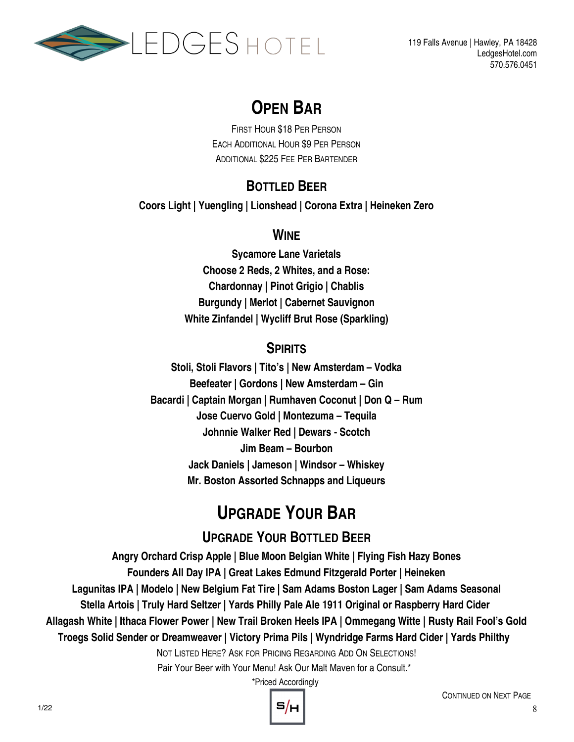# Open Bar

First Hour $18 Per Person
Each Additional Hour $9 Per Person
Additional $225 Fee Per Bartender

## Bottled Beer

**Coors Light | Yuengling | Lionshead | Corona Extra | Heineken Zero**

## Wine

**Sycamore Lane Varietals**
**Choose 2 Reds, 2 Whites, and a Rose:**
**Chardonnay | Pinot Grigio | Chablis**
**Burgundy | Merlot | Cabernet Sauvignon**
**White Zinfandel | Wycliff Brut Rose (Sparkling)**

## Spirits

**Stoli, Stoli Flavors | Tito's | New Amsterdam – Vodka**
**Beefeater | Gordons | New Amsterdam – Gin**
**Bacardi | Captain Morgan | Rumhaven Coconut | Don Q – Rum**
**Jose Cuervo Gold | Montezuma – Tequila**
**Johnnie Walker Red | Dewars - Scotch**
**Jim Beam – Bourbon**
**Jack Daniels | Jameson | Windsor – Whiskey**
**Mr. Boston Assorted Schnapps and Liqueurs**

# Upgrade Your Bar

## Upgrade Your Bottled Beer

**Angry Orchard Crisp Apple | Blue Moon Belgian White | Flying Fish Hazy Bones**
**Founders All Day IPA | Great Lakes Edmund Fitzgerald Porter | Heineken**
**Lagunitas IPA | Modelo | New Belgium Fat Tire | Sam Adams Boston Lager | Sam Adams Seasonal**
**Stella Artois | Truly Hard Seltzer | Yards Philly Pale Ale 1911 Original or Raspberry Hard Cider**
**Allagash White | Ithaca Flower Power | New Trail Broken Heels IPA | Ommegang Witte | Rusty Rail Fool's Gold**
**Troegs Solid Sender or Dreamweaver | Victory Prima Pils | Wyndridge Farms Hard Cider | Yards Philthy**

Not Listed Here? Ask For Pricing Regarding Add On Selections!

Pair Your Beer with Your Menu! Ask Our Malt Maven for a Consult.*

*Priced Accordingly

Continued On Next Page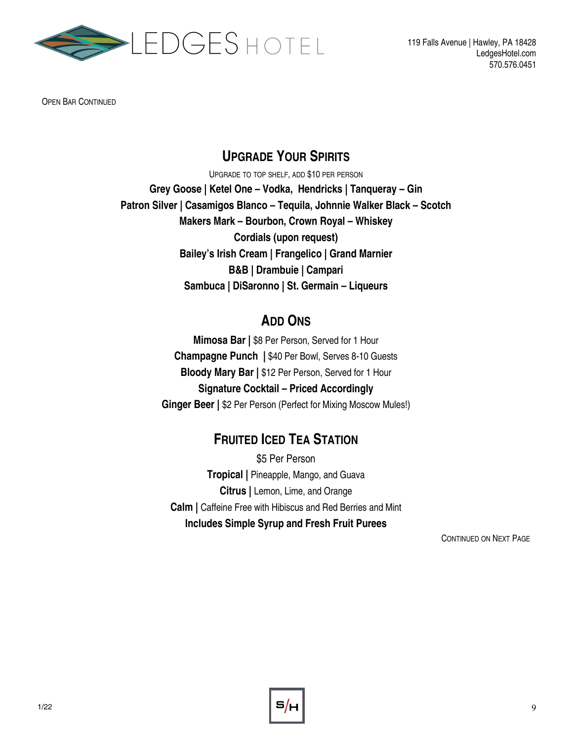OPEN BAR CONTINUED

## UPGRADE YOUR SPIRITS

UPGRADE TO TOP SHELF, ADD $10 PER PERSON

**Grey Goose | Ketel One – Vodka, Hendricks | Tanqueray – Gin**
**Patron Silver | Casamigos Blanco – Tequila, Johnnie Walker Black – Scotch**
**Makers Mark – Bourbon, Crown Royal – Whiskey**
**Cordials (upon request)**
**Bailey's Irish Cream | Frangelico | Grand Marnier**
**B&B | Drambuie | Campari**
**Sambuca | DiSaronno | St. Germain – Liqueurs**

## ADD ONS

**Mimosa Bar |** $8 Per Person, Served for 1 Hour
**Champagne Punch |** $40 Per Bowl, Serves 8-10 Guests
**Bloody Mary Bar |** $12 Per Person, Served for 1 Hour
**Signature Cocktail – Priced Accordingly**
**Ginger Beer |** $2 Per Person (Perfect for Mixing Moscow Mules!)

## FRUITED ICED TEA STATION

$5 Per Person

**Tropical |** Pineapple, Mango, and Guava
**Citrus |** Lemon, Lime, and Orange
**Calm |** Caffeine Free with Hibiscus and Red Berries and Mint
**Includes Simple Syrup and Fresh Fruit Purees**

CONTINUED ON NEXT PAGE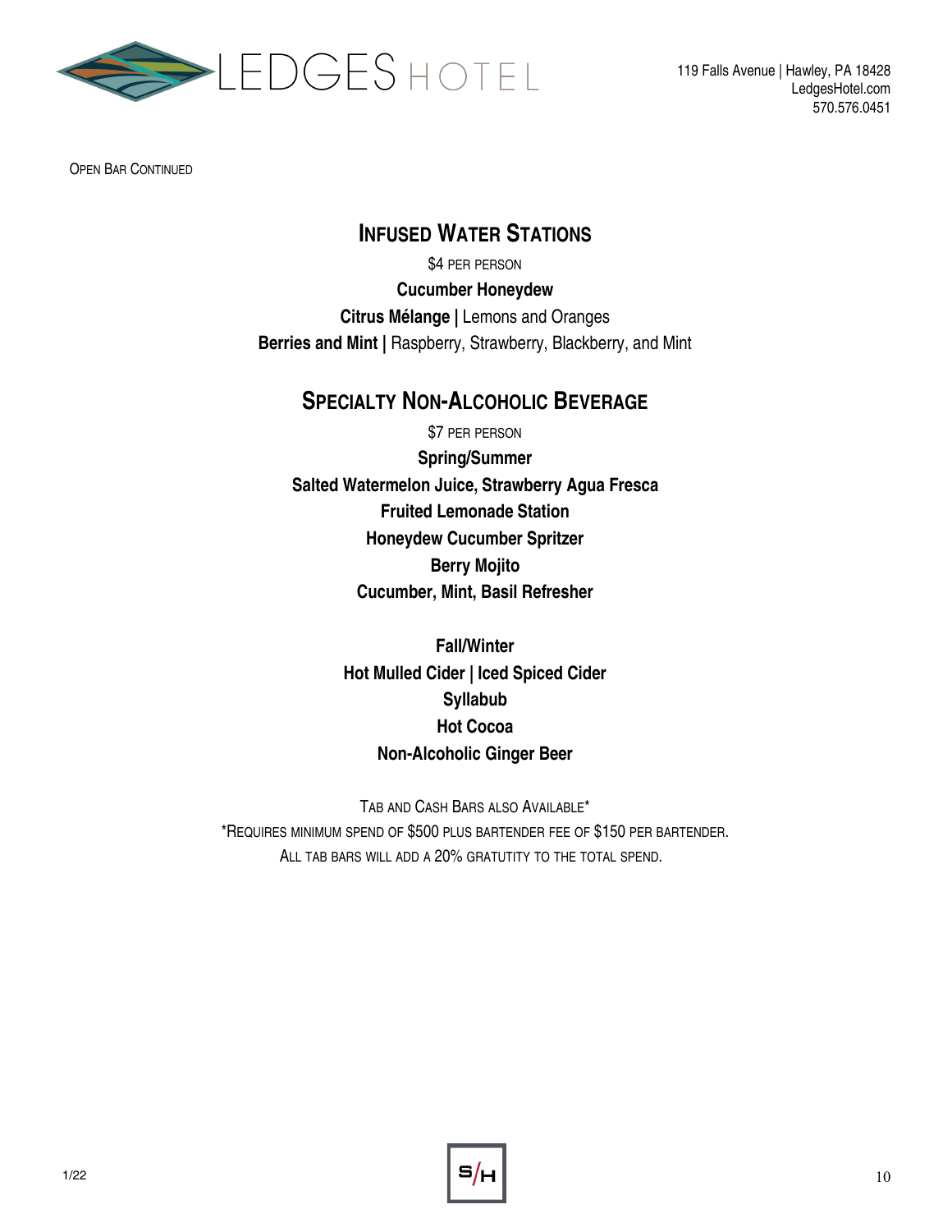Open Bar Continued

## Infused Water Stations

$4 per person

**Cucumber Honeydew**

**Citrus Mélange |** Lemons and Oranges

**Berries and Mint |** Raspberry, Strawberry, Blackberry, and Mint

## Specialty Non-Alcoholic Beverage

$7 per person

**Spring/Summer**

**Salted Watermelon Juice, Strawberry Agua Fresca**

**Fruited Lemonade Station**

**Honeydew Cucumber Spritzer**

**Berry Mojito**

**Cucumber, Mint, Basil Refresher**

**Fall/Winter**

**Hot Mulled Cider | Iced Spiced Cider**

**Syllabub**

**Hot Cocoa**

**Non-Alcoholic Ginger Beer**

Tab and Cash Bars also Available*

*Requires minimum spend of $500 plus bartender fee of $150 per bartender.

All tab bars will add a 20% gratutity to the total spend.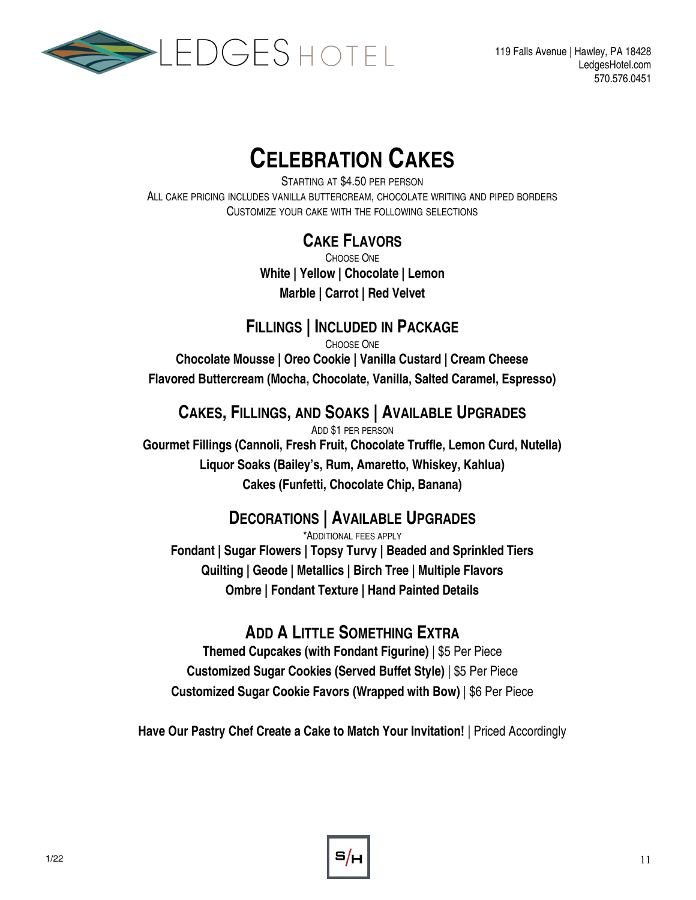# Celebration Cakes

Starting at $4.50 per person
All cake pricing includes vanilla buttercream, chocolate writing and piped borders
Customize your cake with the following selections

## Cake Flavors

Choose One

**White | Yellow | Chocolate | Lemon**
**Marble | Carrot | Red Velvet**

## Fillings | Included in Package

Choose One

**Chocolate Mousse | Oreo Cookie | Vanilla Custard | Cream Cheese**
**Flavored Buttercream (Mocha, Chocolate, Vanilla, Salted Caramel, Espresso)**

## Cakes, Fillings, and Soaks | Available Upgrades

Add $1 per person

**Gourmet Fillings (Cannoli, Fresh Fruit, Chocolate Truffle, Lemon Curd, Nutella)**
**Liquor Soaks (Bailey's, Rum, Amaretto, Whiskey, Kahlua)**
**Cakes (Funfetti, Chocolate Chip, Banana)**

## Decorations | Available Upgrades

*Additional fees apply

**Fondant | Sugar Flowers | Topsy Turvy | Beaded and Sprinkled Tiers**
**Quilting | Geode | Metallics | Birch Tree | Multiple Flavors**
**Ombre | Fondant Texture | Hand Painted Details**

## Add A Little Something Extra

**Themed Cupcakes (with Fondant Figurine)** | $5 Per Piece
**Customized Sugar Cookies (Served Buffet Style)** | $5 Per Piece
**Customized Sugar Cookie Favors (Wrapped with Bow)** | $6 Per Piece

**Have Our Pastry Chef Create a Cake to Match Your Invitation!** | Priced Accordingly